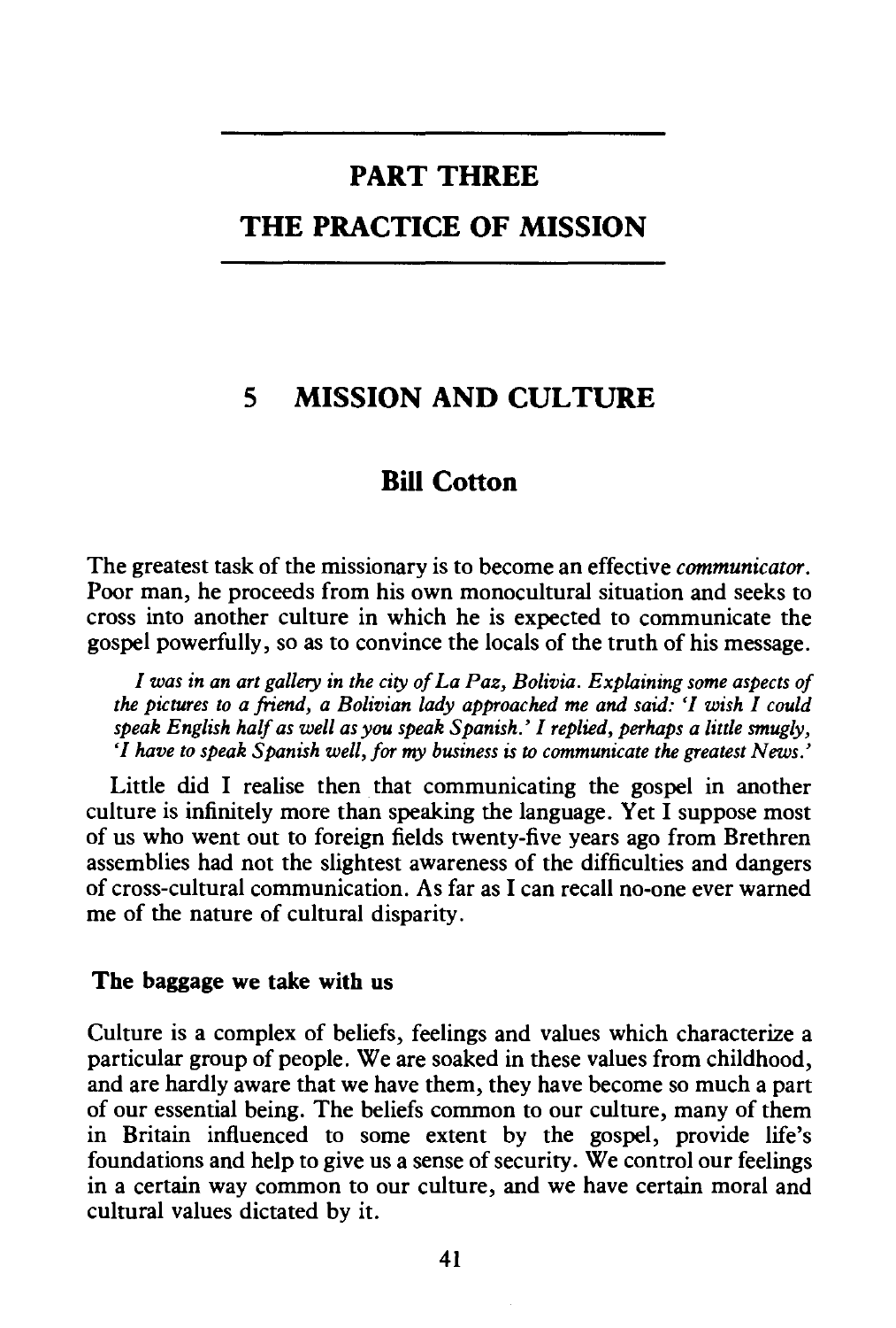# PART THREE

# THE PRACTICE OF MISSION

## 5 MISSION AND CULTURE

### Bill Cotton

The greatest task of the missionary is to become an effective *communicator*. Poor man, he proceeds from his own monocultural situation and seeks to cross into another culture in which he is expected to communicate the gospel powerfully, so as to convince the locals of the truth of his message.

> *I was in an art gallery in the city of La Paz, Bolivia. Explaining some aspects of the pictures to a friend, a Bolivian lady approached me and said: 'I wish I could speak English half as well as you speak Spanish.' I replied, perhaps a little smugly, 'I have to speak Spanish well, for my business is to communicate the greatest News.'*

Little did I realise then that communicating the gospel in another culture is infinitely more than speaking the language. Yet I suppose most of us who went out to foreign fields twenty-five years ago from Brethren assemblies had not the slightest awareness of the difficulties and dangers of cross-cultural communication. As far as I can recall no-one ever warned me of the nature of cultural disparity.

#### The baggage we take with us

Culture is a complex of beliefs, feelings and values which characterize a particular group of people. We are soaked in these values from childhood, and are hardly aware that we have them, they have become so much a part of our essential being. The beliefs common to our culture, many of them in Britain influenced to some extent by the gospel, provide life's foundations and help to give us a sense of security. We control our feelings in a certain way common to our culture, and we have certain moral and cultural values dictated by it.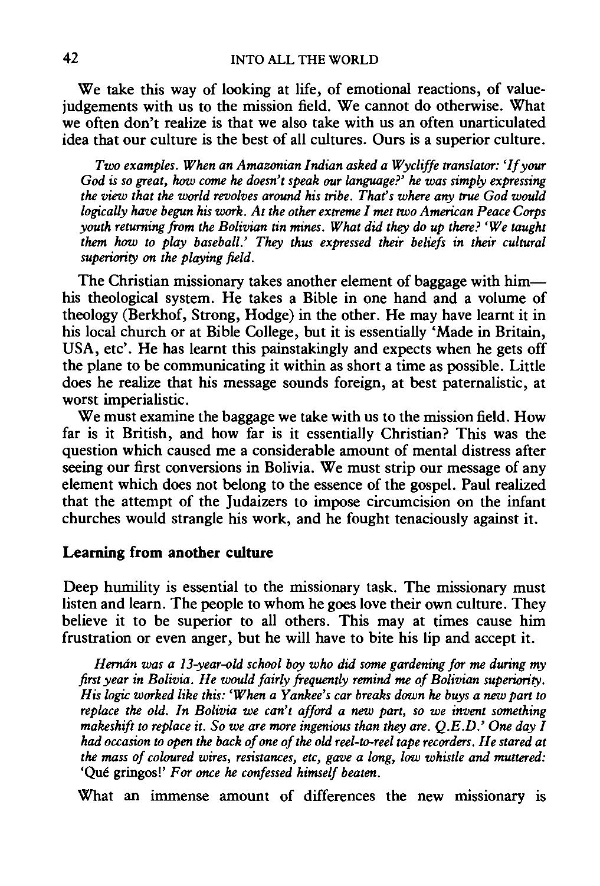We take this way of looking at life, of emotional reactions, of value-judgements with us to the mission field. We cannot do otherwise. What we often don't realize is that we also take with us an often unarticulated idea that our culture is the best of all cultures. Ours is a superior culture.

*Two examples. When an Amazonian Indian asked a Wycliffe translator: 'If your God is so great, how come he doesn't speak our language?' he was simply expressing the view that the world revolves around his tribe. That's where any true God would logically have begun his work. At the other extreme I met two American Peace Corps youth returning from the Bolivian tin mines. What did they do up there? 'We taught them how to play baseball.' They thus expressed their beliefs in their cultural superiority on the playing field.*

The Christian missionary takes another element of baggage with him—his theological system. He takes a Bible in one hand and a volume of theology (Berkhof, Strong, Hodge) in the other. He may have learnt it in his local church or at Bible College, but it is essentially 'Made in Britain, USA, etc'. He has learnt this painstakingly and expects when he gets off the plane to be communicating it within as short a time as possible. Little does he realize that his message sounds foreign, at best paternalistic, at worst imperialistic.

We must examine the baggage we take with us to the mission field. How far is it British, and how far is it essentially Christian? This was the question which caused me a considerable amount of mental distress after seeing our first conversions in Bolivia. We must strip our message of any element which does not belong to the essence of the gospel. Paul realized that the attempt of the Judaizers to impose circumcision on the infant churches would strangle his work, and he fought tenaciously against it.

## Learning from another culture

Deep humility is essential to the missionary task. The missionary must listen and learn. The people to whom he goes love their own culture. They believe it to be superior to all others. This may at times cause him frustration or even anger, but he will have to bite his lip and accept it.

*Hernán was a 13-year-old school boy who did some gardening for me during my first year in Bolivia. He would fairly frequently remind me of Bolivian superiority. His logic worked like this: 'When a Yankee's car breaks down he buys a new part to replace the old. In Bolivia we can't afford a new part, so we invent something makeshift to replace it. So we are more ingenious than they are. Q.E.D.' One day I had occasion to open the back of one of the old reel-to-reel tape recorders. He stared at the mass of coloured wires, resistances, etc, gave a long, low whistle and muttered:* 'Qué gringos!' *For once he confessed himself beaten.*

What an immense amount of differences the new missionary is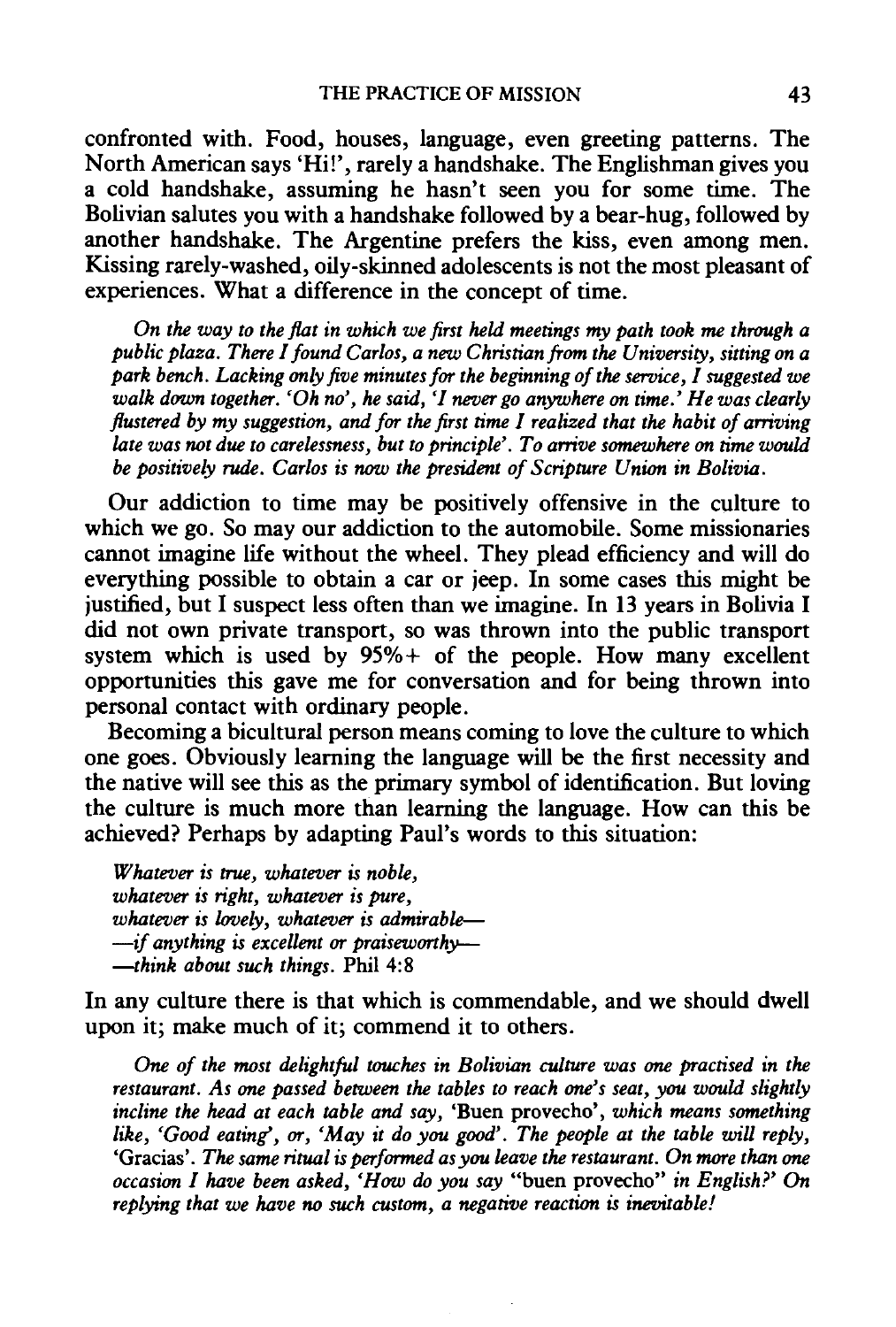confronted with. Food, houses, language, even greeting patterns. The North American says 'Hi!', rarely a handshake. The Englishman gives you a cold handshake, assuming he hasn't seen you for some time. The Bolivian salutes you with a handshake followed by a bear-hug, followed by another handshake. The Argentine prefers the kiss, even among men. Kissing rarely-washed, oily-skinned adolescents is not the most pleasant of experiences. What a difference in the concept of time.

*On the way to the flat in which we first held meetings my path took me through a public plaza. There I found Carlos, a new Christian from the University, sitting on a park bench. Lacking only five minutes for the beginning of the service, I suggested we walk down together. 'Oh no', he said, 'I never go anywhere on time.' He was clearly flustered by my suggestion, and for the first time I realized that the habit of arriving late was not due to carelessness, but to principle'. To arrive somewhere on time would be positively rude. Carlos is now the president of Scripture Union in Bolivia.*

Our addiction to time may be positively offensive in the culture to which we go. So may our addiction to the automobile. Some missionaries cannot imagine life without the wheel. They plead efficiency and will do everything possible to obtain a car or jeep. In some cases this might be justified, but I suspect less often than we imagine. In 13 years in Bolivia I did not own private transport, so was thrown into the public transport system which is used by 95%+ of the people. How many excellent opportunities this gave me for conversation and for being thrown into personal contact with ordinary people.

Becoming a bicultural person means coming to love the culture to which one goes. Obviously learning the language will be the first necessity and the native will see this as the primary symbol of identification. But loving the culture is much more than learning the language. How can this be achieved? Perhaps by adapting Paul's words to this situation:

*Whatever is true, whatever is noble,*
*whatever is right, whatever is pure,*
*whatever is lovely, whatever is admirable—*
*—if anything is excellent or praiseworthy—*
*—think about such things.* Phil 4:8

In any culture there is that which is commendable, and we should dwell upon it; make much of it; commend it to others.

*One of the most delightful touches in Bolivian culture was one practised in the restaurant. As one passed between the tables to reach one's seat, you would slightly incline the head at each table and say,* 'Buen provecho', *which means something like, 'Good eating', or, 'May it do you good'. The people at the table will reply,* 'Gracias'. *The same ritual is performed as you leave the restaurant. On more than one occasion I have been asked, 'How do you say* "buen provecho" *in English?' On replying that we have no such custom, a negative reaction is inevitable!*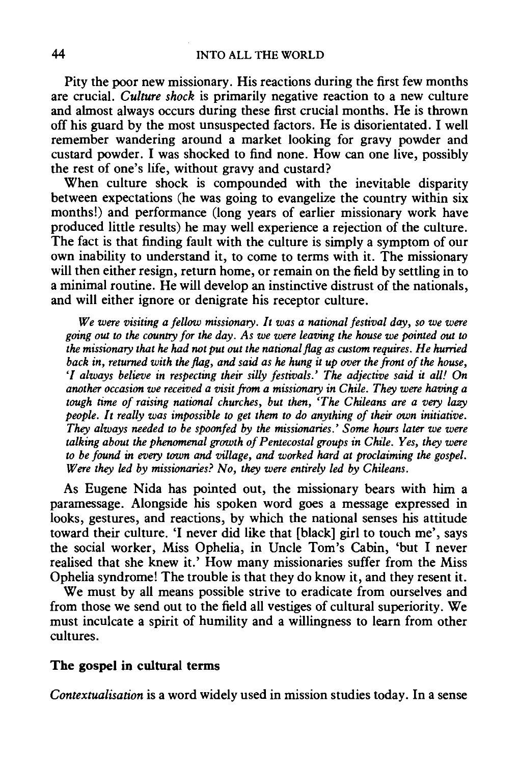Pity the poor new missionary. His reactions during the first few months are crucial. *Culture shock* is primarily negative reaction to a new culture and almost always occurs during these first crucial months. He is thrown off his guard by the most unsuspected factors. He is disorientated. I well remember wandering around a market looking for gravy powder and custard powder. I was shocked to find none. How can one live, possibly the rest of one's life, without gravy and custard?

When culture shock is compounded with the inevitable disparity between expectations (he was going to evangelize the country within six months!) and performance (long years of earlier missionary work have produced little results) he may well experience a rejection of the culture. The fact is that finding fault with the culture is simply a symptom of our own inability to understand it, to come to terms with it. The missionary will then either resign, return home, or remain on the field by settling in to a minimal routine. He will develop an instinctive distrust of the nationals, and will either ignore or denigrate his receptor culture.

> *We were visiting a fellow missionary. It was a national festival day, so we were going out to the country for the day. As we were leaving the house we pointed out to the missionary that he had not put out the national flag as custom requires. He hurried back in, returned with the flag, and said as he hung it up over the front of the house, 'I always believe in respecting their silly festivals.' The adjective said it all! On another occasion we received a visit from a missionary in Chile. They were having a tough time of raising national churches, but then, 'The Chileans are a very lazy people. It really was impossible to get them to do anything of their own initiative. They always needed to be spoonfed by the missionaries.' Some hours later we were talking about the phenomenal growth of Pentecostal groups in Chile. Yes, they were to be found in every town and village, and worked hard at proclaiming the gospel. Were they led by missionaries? No, they were entirely led by Chileans.*

As Eugene Nida has pointed out, the missionary bears with him a paramessage. Alongside his spoken word goes a message expressed in looks, gestures, and reactions, by which the national senses his attitude toward their culture. 'I never did like that [black] girl to touch me', says the social worker, Miss Ophelia, in Uncle Tom's Cabin, 'but I never realised that she knew it.' How many missionaries suffer from the Miss Ophelia syndrome! The trouble is that they do know it, and they resent it.

We must by all means possible strive to eradicate from ourselves and from those we send out to the field all vestiges of cultural superiority. We must inculcate a spirit of humility and a willingness to learn from other cultures.

### The gospel in cultural terms

*Contextualisation* is a word widely used in mission studies today. In a sense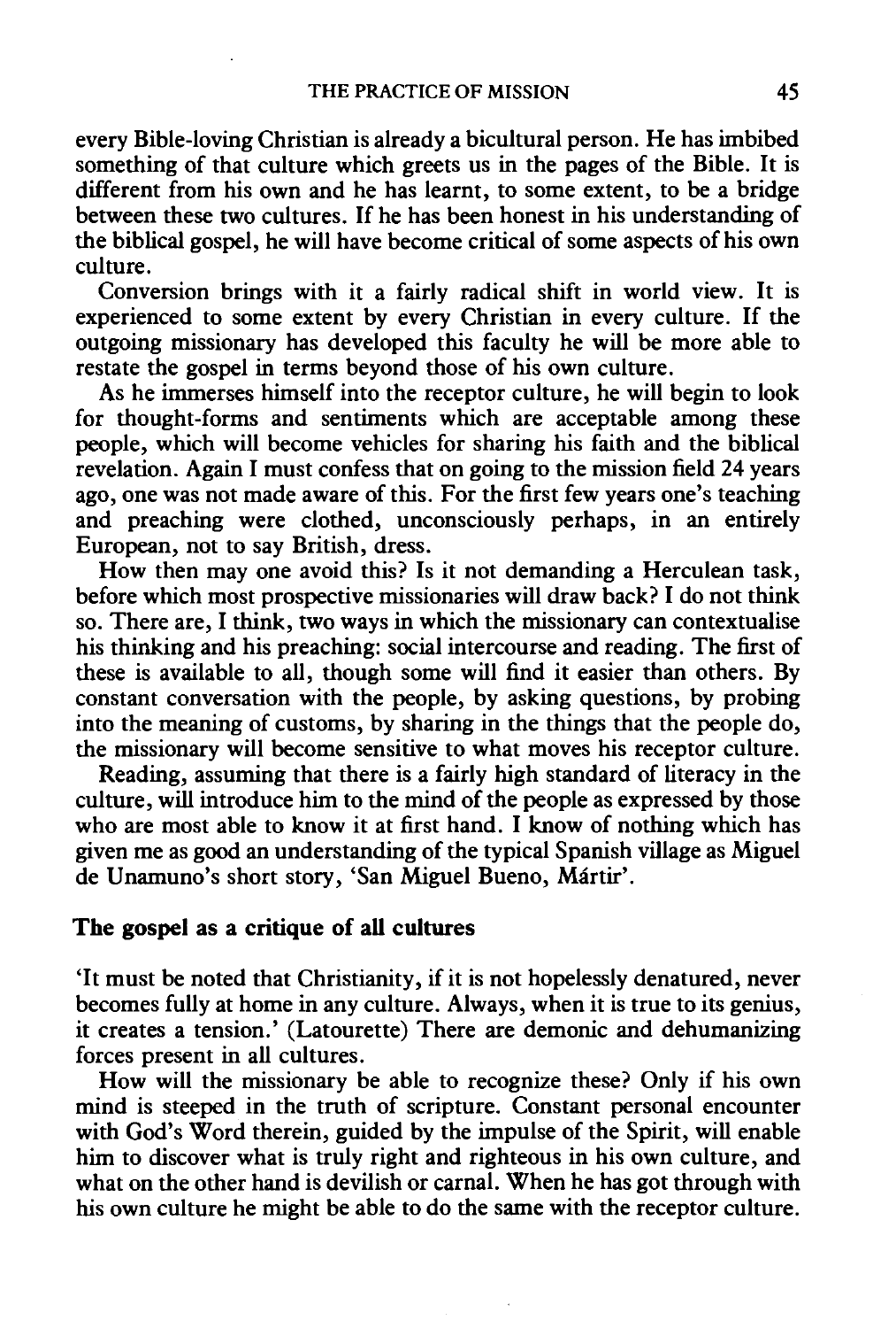every Bible-loving Christian is already a bicultural person. He has imbibed something of that culture which greets us in the pages of the Bible. It is different from his own and he has learnt, to some extent, to be a bridge between these two cultures. If he has been honest in his understanding of the biblical gospel, he will have become critical of some aspects of his own culture.

Conversion brings with it a fairly radical shift in world view. It is experienced to some extent by every Christian in every culture. If the outgoing missionary has developed this faculty he will be more able to restate the gospel in terms beyond those of his own culture.

As he immerses himself into the receptor culture, he will begin to look for thought-forms and sentiments which are acceptable among these people, which will become vehicles for sharing his faith and the biblical revelation. Again I must confess that on going to the mission field 24 years ago, one was not made aware of this. For the first few years one's teaching and preaching were clothed, unconsciously perhaps, in an entirely European, not to say British, dress.

How then may one avoid this? Is it not demanding a Herculean task, before which most prospective missionaries will draw back? I do not think so. There are, I think, two ways in which the missionary can contextualise his thinking and his preaching: social intercourse and reading. The first of these is available to all, though some will find it easier than others. By constant conversation with the people, by asking questions, by probing into the meaning of customs, by sharing in the things that the people do, the missionary will become sensitive to what moves his receptor culture.

Reading, assuming that there is a fairly high standard of literacy in the culture, will introduce him to the mind of the people as expressed by those who are most able to know it at first hand. I know of nothing which has given me as good an understanding of the typical Spanish village as Miguel de Unamuno's short story, 'San Miguel Bueno, Mártir'.

## The gospel as a critique of all cultures

'It must be noted that Christianity, if it is not hopelessly denatured, never becomes fully at home in any culture. Always, when it is true to its genius, it creates a tension.' (Latourette) There are demonic and dehumanizing forces present in all cultures.

How will the missionary be able to recognize these? Only if his own mind is steeped in the truth of scripture. Constant personal encounter with God's Word therein, guided by the impulse of the Spirit, will enable him to discover what is truly right and righteous in his own culture, and what on the other hand is devilish or carnal. When he has got through with his own culture he might be able to do the same with the receptor culture.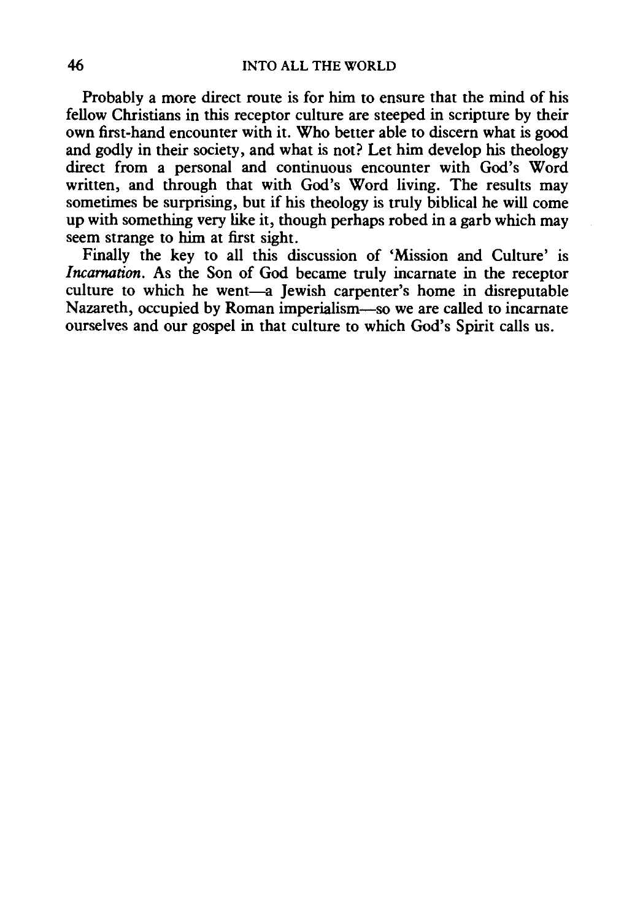Probably a more direct route is for him to ensure that the mind of his fellow Christians in this receptor culture are steeped in scripture by their own first-hand encounter with it. Who better able to discern what is good and godly in their society, and what is not? Let him develop his theology direct from a personal and continuous encounter with God's Word written, and through that with God's Word living. The results may sometimes be surprising, but if his theology is truly biblical he will come up with something very like it, though perhaps robed in a garb which may seem strange to him at first sight.

Finally the key to all this discussion of 'Mission and Culture' is *Incarnation*. As the Son of God became truly incarnate in the receptor culture to which he went—a Jewish carpenter's home in disreputable Nazareth, occupied by Roman imperialism—so we are called to incarnate ourselves and our gospel in that culture to which God's Spirit calls us.